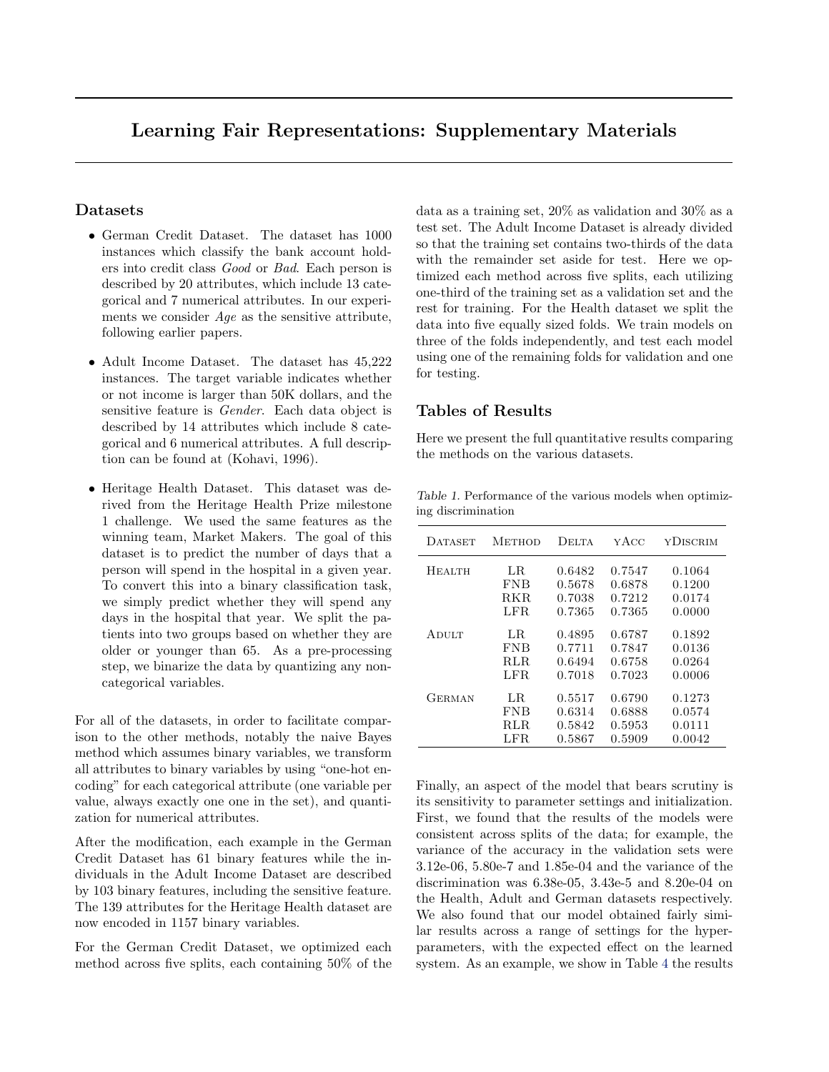# Learning Fair Representations: Supplementary Materials

## Datasets

- German Credit Dataset. The dataset has 1000 instances which classify the bank account holders into credit class *Good* or *Bad*. Each person is described by 20 attributes, which include 13 categorical and 7 numerical attributes. In our experiments we consider *Age* as the sensitive attribute, following earlier papers.
- Adult Income Dataset. The dataset has 45,222 instances. The target variable indicates whether or not income is larger than 50K dollars, and the sensitive feature is *Gender*. Each data object is described by 14 attributes which include 8 categorical and 6 numerical attributes. A full description can be found at (Kohavi, 1996).
- Heritage Health Dataset. This dataset was derived from the Heritage Health Prize milestone 1 challenge. We used the same features as the winning team, Market Makers. The goal of this dataset is to predict the number of days that a person will spend in the hospital in a given year. To convert this into a binary classification task, we simply predict whether they will spend any days in the hospital that year. We split the patients into two groups based on whether they are older or younger than 65. As a pre-processing step, we binarize the data by quantizing any non-categorical variables.

For all of the datasets, in order to facilitate comparison to the other methods, notably the naive Bayes method which assumes binary variables, we transform all attributes to binary variables by using "one-hot encoding" for each categorical attribute (one variable per value, always exactly one one in the set), and quantization for numerical attributes.

After the modification, each example in the German Credit Dataset has 61 binary features while the individuals in the Adult Income Dataset are described by 103 binary features, including the sensitive feature. The 139 attributes for the Heritage Health dataset are now encoded in 1157 binary variables.

For the German Credit Dataset, we optimized each method across five splits, each containing 50% of the data as a training set, 20% as validation and 30% as a test set. The Adult Income Dataset is already divided so that the training set contains two-thirds of the data with the remainder set aside for test. Here we optimized each method across five splits, each utilizing one-third of the training set as a validation set and the rest for training. For the Health dataset we split the data into five equally sized folds. We train models on three of the folds independently, and test each model using one of the remaining folds for validation and one for testing.

## Tables of Results

Here we present the full quantitative results comparing the methods on the various datasets.

*Table 1.* Performance of the various models when optimizing discrimination

| Dataset | Method | Delta | yAcc | yDiscrim |
|---|---|---|---|---|
| Health | LR | 0.6482 | 0.7547 | 0.1064 |
| | FNB | 0.5678 | 0.6878 | 0.1200 |
| | RKR | 0.7038 | 0.7212 | 0.0174 |
| | LFR | 0.7365 | 0.7365 | 0.0000 |
| Adult | LR | 0.4895 | 0.6787 | 0.1892 |
| | FNB | 0.7711 | 0.7847 | 0.0136 |
| | RLR | 0.6494 | 0.6758 | 0.0264 |
| | LFR | 0.7018 | 0.7023 | 0.0006 |
| German | LR | 0.5517 | 0.6790 | 0.1273 |
| | FNB | 0.6314 | 0.6888 | 0.0574 |
| | RLR | 0.5842 | 0.5953 | 0.0111 |
| | LFR | 0.5867 | 0.5909 | 0.0042 |

Finally, an aspect of the model that bears scrutiny is its sensitivity to parameter settings and initialization. First, we found that the results of the models were consistent across splits of the data; for example, the variance of the accuracy in the validation sets were 3.12e-06, 5.80e-7 and 1.85e-04 and the variance of the discrimination was 6.38e-05, 3.43e-5 and 8.20e-04 on the Health, Adult and German datasets respectively. We also found that our model obtained fairly similar results across a range of settings for the hyper-parameters, with the expected effect on the learned system. As an example, we show in Table 4 the results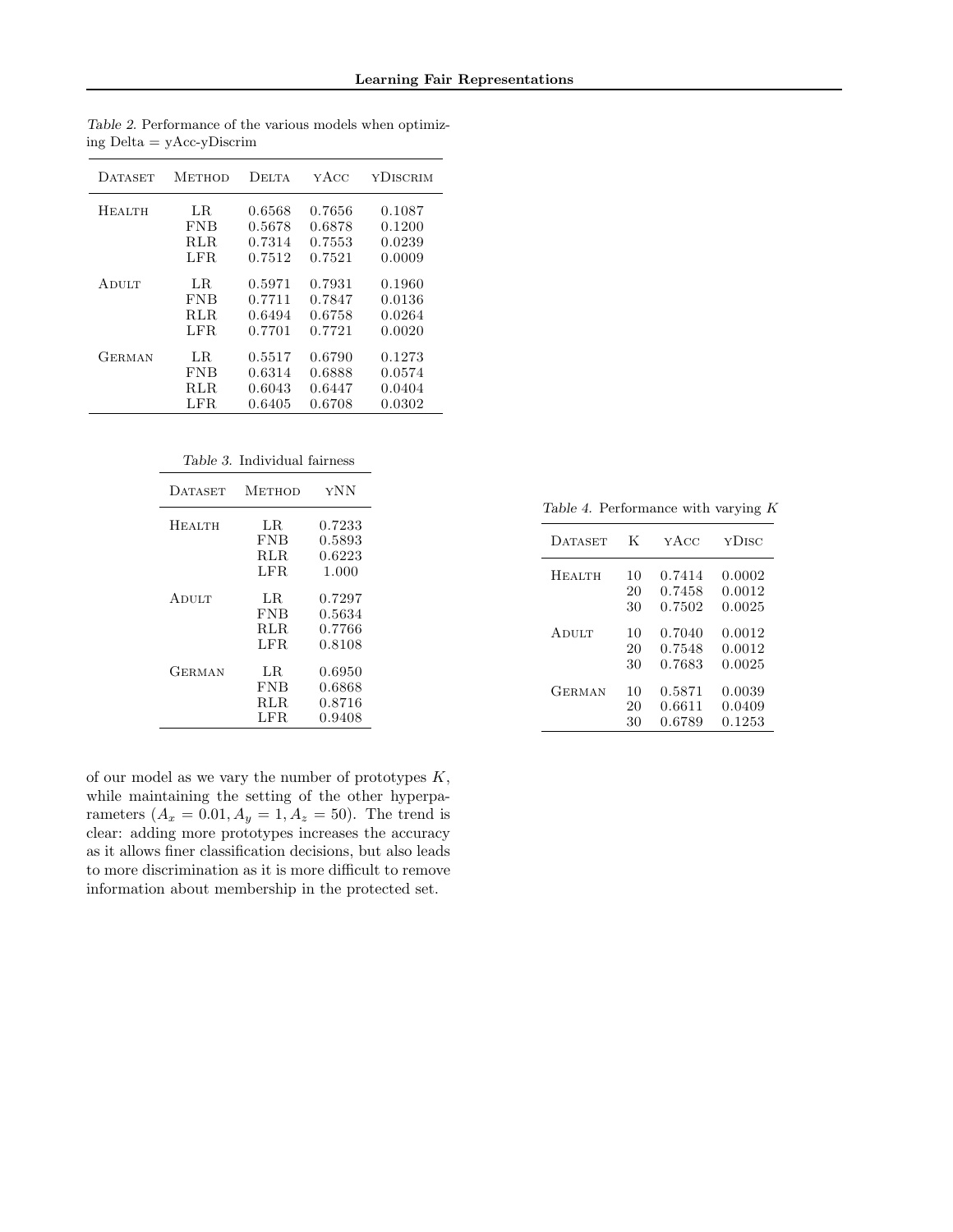*Table 2.* Performance of the various models when optimizing Delta = yAcc-yDiscrim

| Dataset | Method | Delta | yAcc | yDiscrim |
|---|---|---|---|---|
| Health | LR | 0.6568 | 0.7656 | 0.1087 |
| | FNB | 0.5678 | 0.6878 | 0.1200 |
| | RLR | 0.7314 | 0.7553 | 0.0239 |
| | LFR | 0.7512 | 0.7521 | 0.0009 |
| Adult | LR | 0.5971 | 0.7931 | 0.1960 |
| | FNB | 0.7711 | 0.7847 | 0.0136 |
| | RLR | 0.6494 | 0.6758 | 0.0264 |
| | LFR | 0.7701 | 0.7721 | 0.0020 |
| German | LR | 0.5517 | 0.6790 | 0.1273 |
| | FNB | 0.6314 | 0.6888 | 0.0574 |
| | RLR | 0.6043 | 0.6447 | 0.0404 |
| | LFR | 0.6405 | 0.6708 | 0.0302 |

*Table 3.* Individual fairness

| Dataset | Method | yNN |
|---|---|---|
| Health | LR | 0.7233 |
| | FNB | 0.5893 |
| | RLR | 0.6223 |
| | LFR | 1.000 |
| Adult | LR | 0.7297 |
| | FNB | 0.5634 |
| | RLR | 0.7766 |
| | LFR | 0.8108 |
| German | LR | 0.6950 |
| | FNB | 0.6868 |
| | RLR | 0.8716 |
| | LFR | 0.9408 |

of our model as we vary the number of prototypes $K$, while maintaining the setting of the other hyperparameters ($A_x = 0.01, A_y = 1, A_z = 50$). The trend is clear: adding more prototypes increases the accuracy as it allows finer classification decisions, but also leads to more discrimination as it is more difficult to remove information about membership in the protected set.

*Table 4.* Performance with varying $K$

| Dataset | K | yAcc | yDisc |
|---|---|---|---|
| Health | 10 | 0.7414 | 0.0002 |
| | 20 | 0.7458 | 0.0012 |
| | 30 | 0.7502 | 0.0025 |
| Adult | 10 | 0.7040 | 0.0012 |
| | 20 | 0.7548 | 0.0012 |
| | 30 | 0.7683 | 0.0025 |
| German | 10 | 0.5871 | 0.0039 |
| | 20 | 0.6611 | 0.0409 |
| | 30 | 0.6789 | 0.1253 |